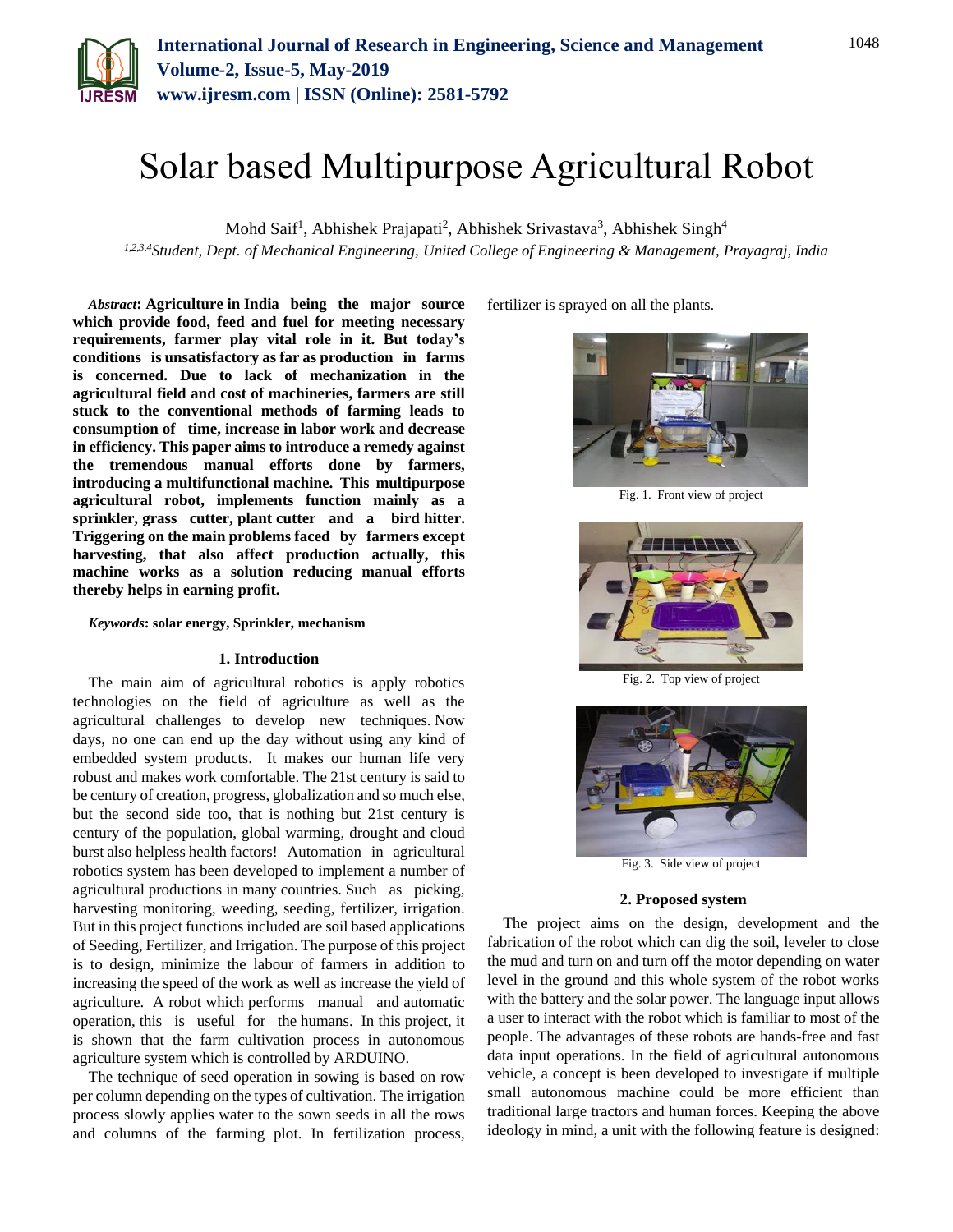# Solar based Multipurpose Agricultural Robot

Mohd Saif[1], Abhishek Prajapati[2], Abhishek Srivastava[3], Abhishek Singh[4]

[1,2,3,4]*Student, Dept. of Mechanical Engineering, United College of Engineering & Management, Prayagraj, India*

***Abstract*: Agriculture in India being the major source which provide food, feed and fuel for meeting necessary requirements, farmer play vital role in it. But today's conditions is unsatisfactory as far as production in farms is concerned. Due to lack of mechanization in the agricultural field and cost of machineries, farmers are still stuck to the conventional methods of farming leads to consumption of time, increase in labor work and decrease in efficiency. This paper aims to introduce a remedy against the tremendous manual efforts done by farmers, introducing a multifunctional machine. This multipurpose agricultural robot, implements function mainly as a sprinkler, grass cutter, plant cutter and a bird hitter. Triggering on the main problems faced by farmers except harvesting, that also affect production actually, this machine works as a solution reducing manual efforts thereby helps in earning profit.**

***Keywords*: solar energy, Sprinkler, mechanism**

## 1. Introduction

The main aim of agricultural robotics is apply robotics technologies on the field of agriculture as well as the agricultural challenges to develop new techniques. Now days, no one can end up the day without using any kind of embedded system products. It makes our human life very robust and makes work comfortable. The 21st century is said to be century of creation, progress, globalization and so much else, but the second side too, that is nothing but 21st century is century of the population, global warming, drought and cloud burst also helpless health factors! Automation in agricultural robotics system has been developed to implement a number of agricultural productions in many countries. Such as picking, harvesting monitoring, weeding, seeding, fertilizer, irrigation. But in this project functions included are soil based applications of Seeding, Fertilizer, and Irrigation. The purpose of this project is to design, minimize the labour of farmers in addition to increasing the speed of the work as well as increase the yield of agriculture. A robot which performs manual and automatic operation, this is useful for the humans. In this project, it is shown that the farm cultivation process in autonomous agriculture system which is controlled by ARDUINO.

The technique of seed operation in sowing is based on row per column depending on the types of cultivation. The irrigation process slowly applies water to the sown seeds in all the rows and columns of the farming plot. In fertilization process, fertilizer is sprayed on all the plants.

Fig. 1. Front view of project

Fig. 2. Top view of project

Fig. 3. Side view of project

## 2. Proposed system

The project aims on the design, development and the fabrication of the robot which can dig the soil, leveler to close the mud and turn on and turn off the motor depending on water level in the ground and this whole system of the robot works with the battery and the solar power. The language input allows a user to interact with the robot which is familiar to most of the people. The advantages of these robots are hands-free and fast data input operations. In the field of agricultural autonomous vehicle, a concept is been developed to investigate if multiple small autonomous machine could be more efficient than traditional large tractors and human forces. Keeping the above ideology in mind, a unit with the following feature is designed: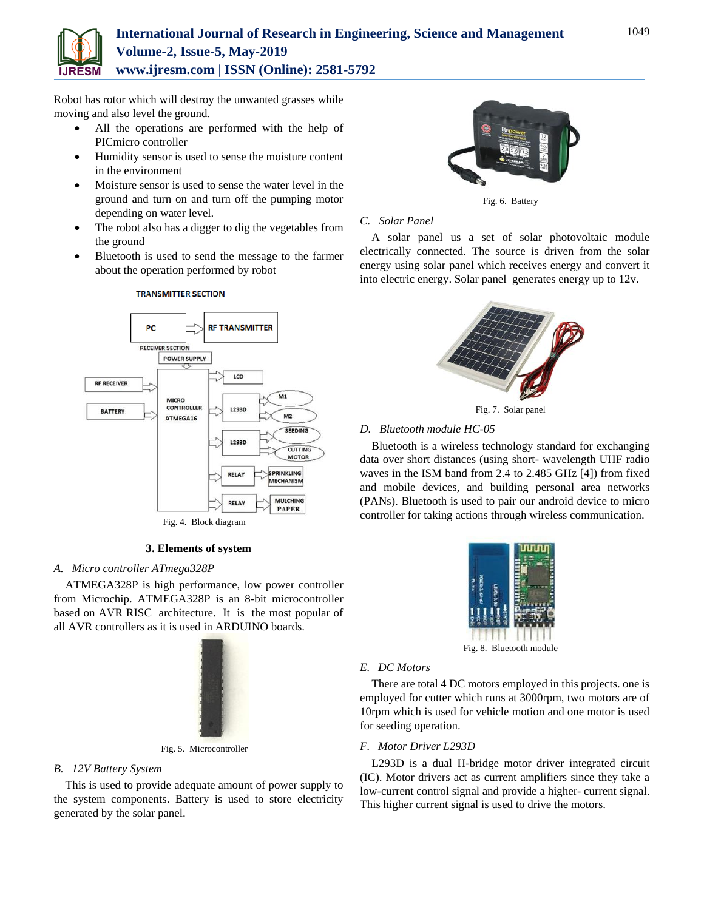Robot has rotor which will destroy the unwanted grasses while moving and also level the ground.

- All the operations are performed with the help of PICmicro controller
- Humidity sensor is used to sense the moisture content in the environment
- Moisture sensor is used to sense the water level in the ground and turn on and turn off the pumping motor depending on water level.
- The robot also has a digger to dig the vegetables from the ground
- Bluetooth is used to send the message to the farmer about the operation performed by robot

Fig. 4. Block diagram

## 3. Elements of system

### A. *Micro controller ATmega328P*

ATMEGA328P is high performance, low power controller from Microchip. ATMEGA328P is an 8-bit microcontroller based on AVR RISC architecture. It is the most popular of all AVR controllers as it is used in ARDUINO boards.

Fig. 5. Microcontroller

### B. *12V Battery System*

This is used to provide adequate amount of power supply to the system components. Battery is used to store electricity generated by the solar panel.

Fig. 6. Battery

### C. *Solar Panel*

A solar panel us a set of solar photovoltaic module electrically connected. The source is driven from the solar energy using solar panel which receives energy and convert it into electric energy. Solar panel generates energy up to 12v.

Fig. 7. Solar panel

### D. *Bluetooth module HC-05*

Bluetooth is a wireless technology standard for exchanging data over short distances (using short- wavelength UHF radio waves in the ISM band from 2.4 to 2.485 GHz [4]) from fixed and mobile devices, and building personal area networks (PANs). Bluetooth is used to pair our android device to micro controller for taking actions through wireless communication.

Fig. 8. Bluetooth module

### E. *DC Motors*

There are total 4 DC motors employed in this projects. one is employed for cutter which runs at 3000rpm, two motors are of 10rpm which is used for vehicle motion and one motor is used for seeding operation.

### F. *Motor Driver L293D*

L293D is a dual H-bridge motor driver integrated circuit (IC). Motor drivers act as current amplifiers since they take a low-current control signal and provide a higher- current signal. This higher current signal is used to drive the motors.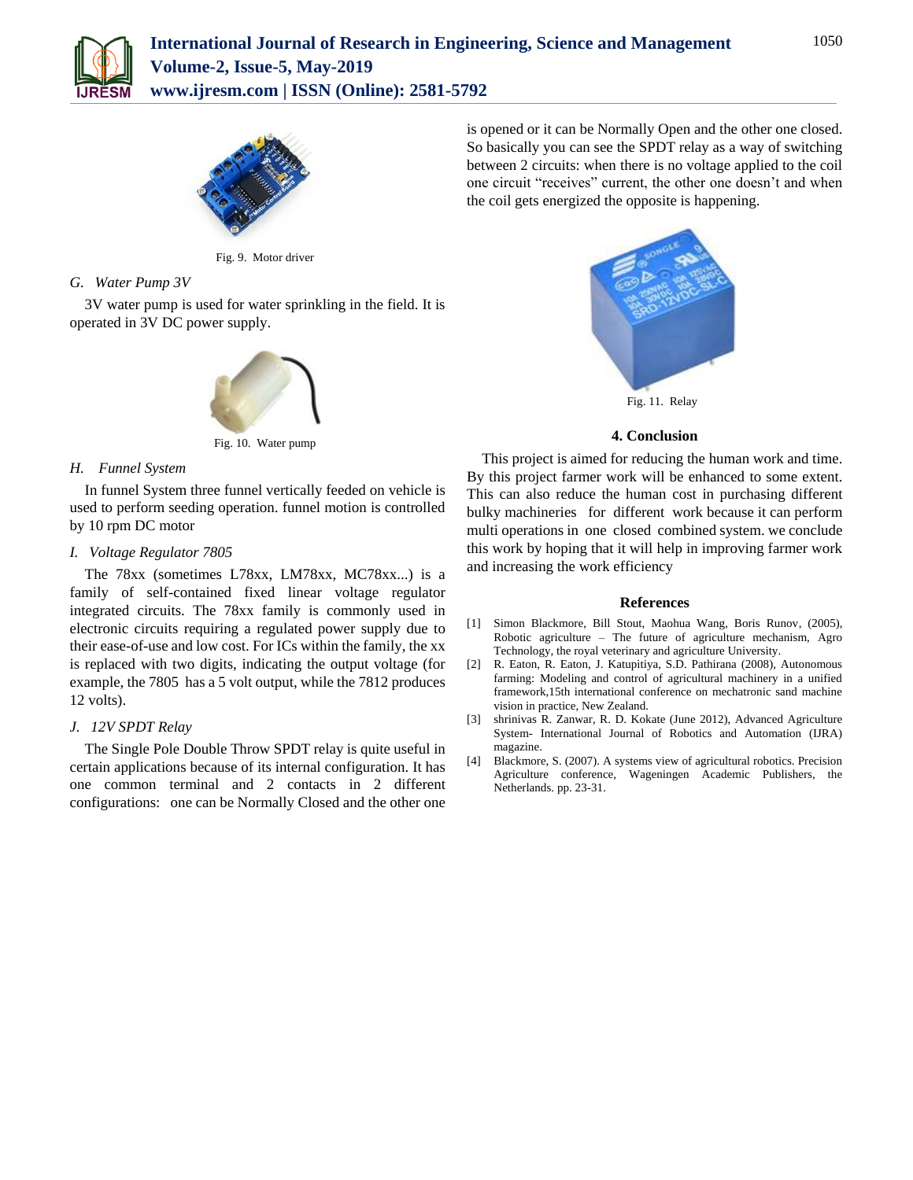Fig. 9. Motor driver

### G. *Water Pump 3V*

3V water pump is used for water sprinkling in the field. It is operated in 3V DC power supply.

Fig. 10. Water pump

### H. *Funnel System*

In funnel System three funnel vertically feeded on vehicle is used to perform seeding operation. funnel motion is controlled by 10 rpm DC motor

### I. *Voltage Regulator 7805*

The 78xx (sometimes L78xx, LM78xx, MC78xx...) is a family of self-contained fixed linear voltage regulator integrated circuits. The 78xx family is commonly used in electronic circuits requiring a regulated power supply due to their ease-of-use and low cost. For ICs within the family, the xx is replaced with two digits, indicating the output voltage (for example, the 7805 has a 5 volt output, while the 7812 produces 12 volts).

### J. *12V SPDT Relay*

The Single Pole Double Throw SPDT relay is quite useful in certain applications because of its internal configuration. It has one common terminal and 2 contacts in 2 different configurations: one can be Normally Closed and the other one is opened or it can be Normally Open and the other one closed. So basically you can see the SPDT relay as a way of switching between 2 circuits: when there is no voltage applied to the coil one circuit "receives" current, the other one doesn't and when the coil gets energized the opposite is happening.

Fig. 11. Relay

## 4. Conclusion

This project is aimed for reducing the human work and time. By this project farmer work will be enhanced to some extent. This can also reduce the human cost in purchasing different bulky machineries for different work because it can perform multi operations in one closed combined system. we conclude this work by hoping that it will help in improving farmer work and increasing the work efficiency

## References

[1] Simon Blackmore, Bill Stout, Maohua Wang, Boris Runov, (2005), Robotic agriculture – The future of agriculture mechanism, Agro Technology, the royal veterinary and agriculture University.

[2] R. Eaton, R. Eaton, J. Katupitiya, S.D. Pathirana (2008), Autonomous farming: Modeling and control of agricultural machinery in a unified framework,15th international conference on mechatronic sand machine vision in practice, New Zealand.

[3] shrinivas R. Zanwar, R. D. Kokate (June 2012), Advanced Agriculture System- International Journal of Robotics and Automation (IJRA) magazine.

[4] Blackmore, S. (2007). A systems view of agricultural robotics. Precision Agriculture conference, Wageningen Academic Publishers, the Netherlands. pp. 23-31.